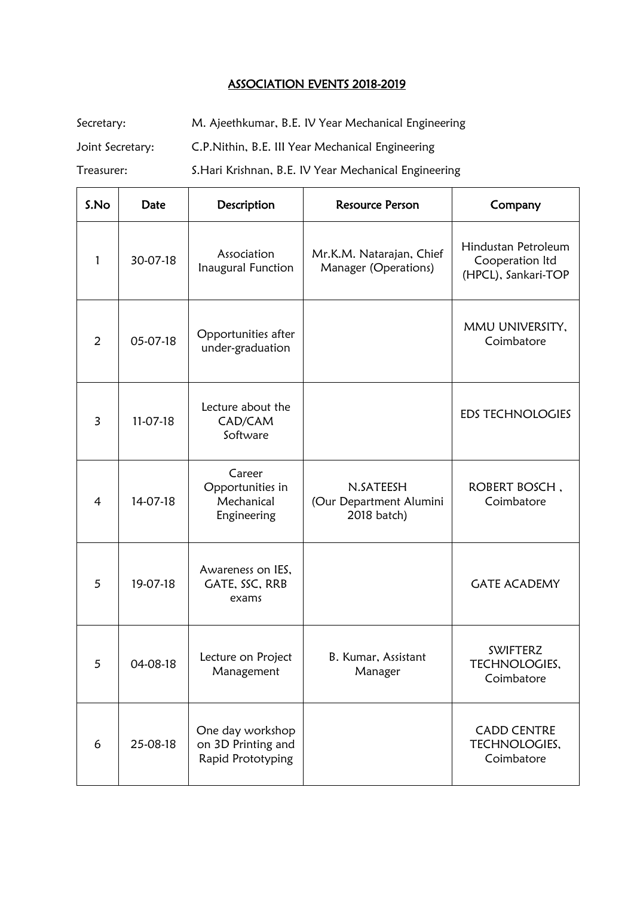# ASSOCIATION EVENTS 2018-2019

Secretary: M. Ajeethkumar, B.E. IV Year Mechanical Engineering

Joint Secretary: C.P.Nithin, B.E. III Year Mechanical Engineering

Treasurer: S.Hari Krishnan, B.E. IV Year Mechanical Engineering

| S.No | Date | Description | Resource Person | Company |
|---|---|---|---|---|
| 1 | 30-07-18 | Association Inaugural Function | Mr.K.M. Natarajan, Chief Manager (Operations) | Hindustan Petroleum Cooperation ltd (HPCL), Sankari-TOP |
| 2 | 05-07-18 | Opportunities after under-graduation | | MMU UNIVERSITY, Coimbatore |
| 3 | 11-07-18 | Lecture about the CAD/CAM Software | | EDS TECHNOLOGIES |
| 4 | 14-07-18 | Career Opportunities in Mechanical Engineering | N.SATEESH (Our Department Alumini 2018 batch) | ROBERT BOSCH , Coimbatore |
| 5 | 19-07-18 | Awareness on IES, GATE, SSC, RRB exams | | GATE ACADEMY |
| 5 | 04-08-18 | Lecture on Project Management | B. Kumar, Assistant Manager | SWIFTERZ TECHNOLOGIES, Coimbatore |
| 6 | 25-08-18 | One day workshop on 3D Printing and Rapid Prototyping | | CADD CENTRE TECHNOLOGIES, Coimbatore |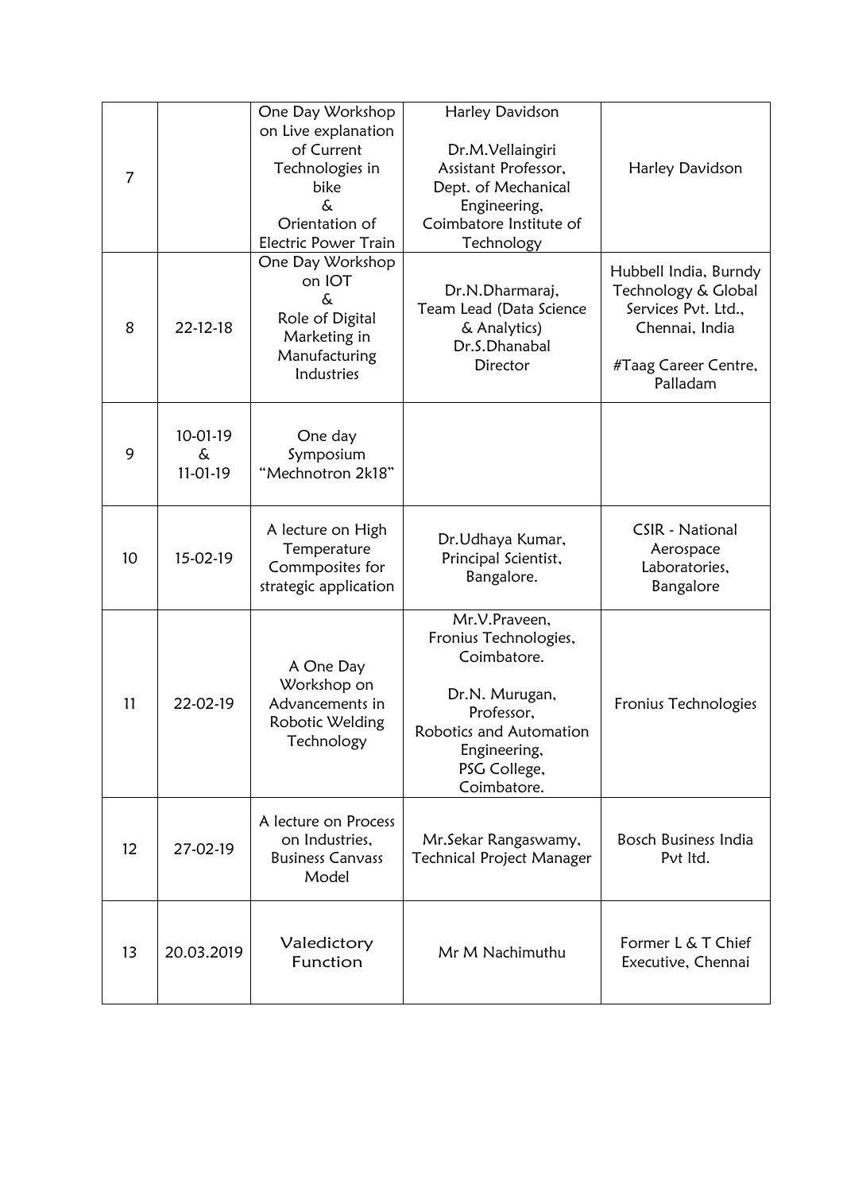| | | | | |
|---|---|---|---|---|
| 7 | | One Day Workshop on Live explanation of Current Technologies in bike & Orientation of Electric Power Train | Harley Davidson<br><br>Dr.M.Vellaingiri Assistant Professor, Dept. of Mechanical Engineering, Coimbatore Institute of Technology | Harley Davidson |
| 8 | 22-12-18 | One Day Workshop on IOT & Role of Digital Marketing in Manufacturing Industries | Dr.N.Dharmaraj, Team Lead (Data Science & Analytics)<br>Dr.S.Dhanabal Director | Hubbell India, Burndy Technology & Global Services Pvt. Ltd., Chennai, India<br><br>#Taag Career Centre, Palladam |
| 9 | 10-01-19 & 11-01-19 | One day Symposium "Mechnotron 2k18" | | |
| 10 | 15-02-19 | A lecture on High Temperature Commposites for strategic application | Dr.Udhaya Kumar, Principal Scientist, Bangalore. | CSIR - National Aerospace Laboratories, Bangalore |
| 11 | 22-02-19 | A One Day Workshop on Advancements in Robotic Welding Technology | Mr.V.Praveen, Fronius Technologies, Coimbatore.<br><br>Dr.N. Murugan, Professor, Robotics and Automation Engineering, PSG College, Coimbatore. | Fronius Technologies |
| 12 | 27-02-19 | A lecture on Process on Industries, Business Canvass Model | Mr.Sekar Rangaswamy, Technical Project Manager | Bosch Business India Pvt ltd. |
| 13 | 20.03.2019 | Valedictory Function | Mr M Nachimuthu | Former L & T Chief Executive, Chennai |